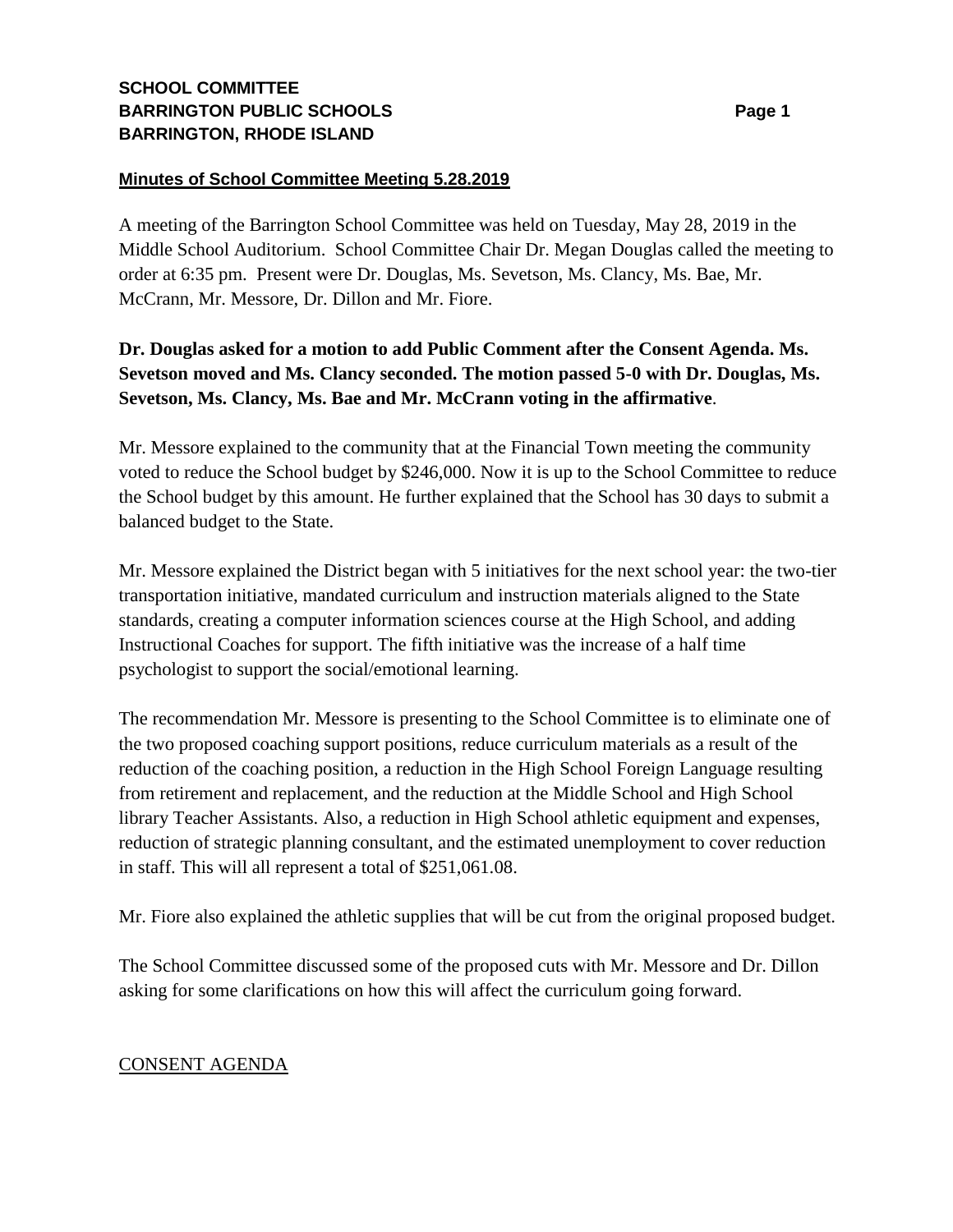**SCHOOL COMMITTEE**
**BARRINGTON PUBLIC SCHOOLS**
**BARRINGTON, RHODE ISLAND**

## Minutes of School Committee Meeting 5.28.2019

A meeting of the Barrington School Committee was held on Tuesday, May 28, 2019 in the Middle School Auditorium. School Committee Chair Dr. Megan Douglas called the meeting to order at 6:35 pm. Present were Dr. Douglas, Ms. Sevetson, Ms. Clancy, Ms. Bae, Mr. McCrann, Mr. Messore, Dr. Dillon and Mr. Fiore.

**Dr. Douglas asked for a motion to add Public Comment after the Consent Agenda. Ms. Sevetson moved and Ms. Clancy seconded. The motion passed 5-0 with Dr. Douglas, Ms. Sevetson, Ms. Clancy, Ms. Bae and Mr. McCrann voting in the affirmative**.

Mr. Messore explained to the community that at the Financial Town meeting the community voted to reduce the School budget by $246,000. Now it is up to the School Committee to reduce the School budget by this amount. He further explained that the School has 30 days to submit a balanced budget to the State.

Mr. Messore explained the District began with 5 initiatives for the next school year: the two-tier transportation initiative, mandated curriculum and instruction materials aligned to the State standards, creating a computer information sciences course at the High School, and adding Instructional Coaches for support. The fifth initiative was the increase of a half time psychologist to support the social/emotional learning.

The recommendation Mr. Messore is presenting to the School Committee is to eliminate one of the two proposed coaching support positions, reduce curriculum materials as a result of the reduction of the coaching position, a reduction in the High School Foreign Language resulting from retirement and replacement, and the reduction at the Middle School and High School library Teacher Assistants. Also, a reduction in High School athletic equipment and expenses, reduction of strategic planning consultant, and the estimated unemployment to cover reduction in staff. This will all represent a total of $251,061.08.

Mr. Fiore also explained the athletic supplies that will be cut from the original proposed budget.

The School Committee discussed some of the proposed cuts with Mr. Messore and Dr. Dillon asking for some clarifications on how this will affect the curriculum going forward.

<u>CONSENT AGENDA</u>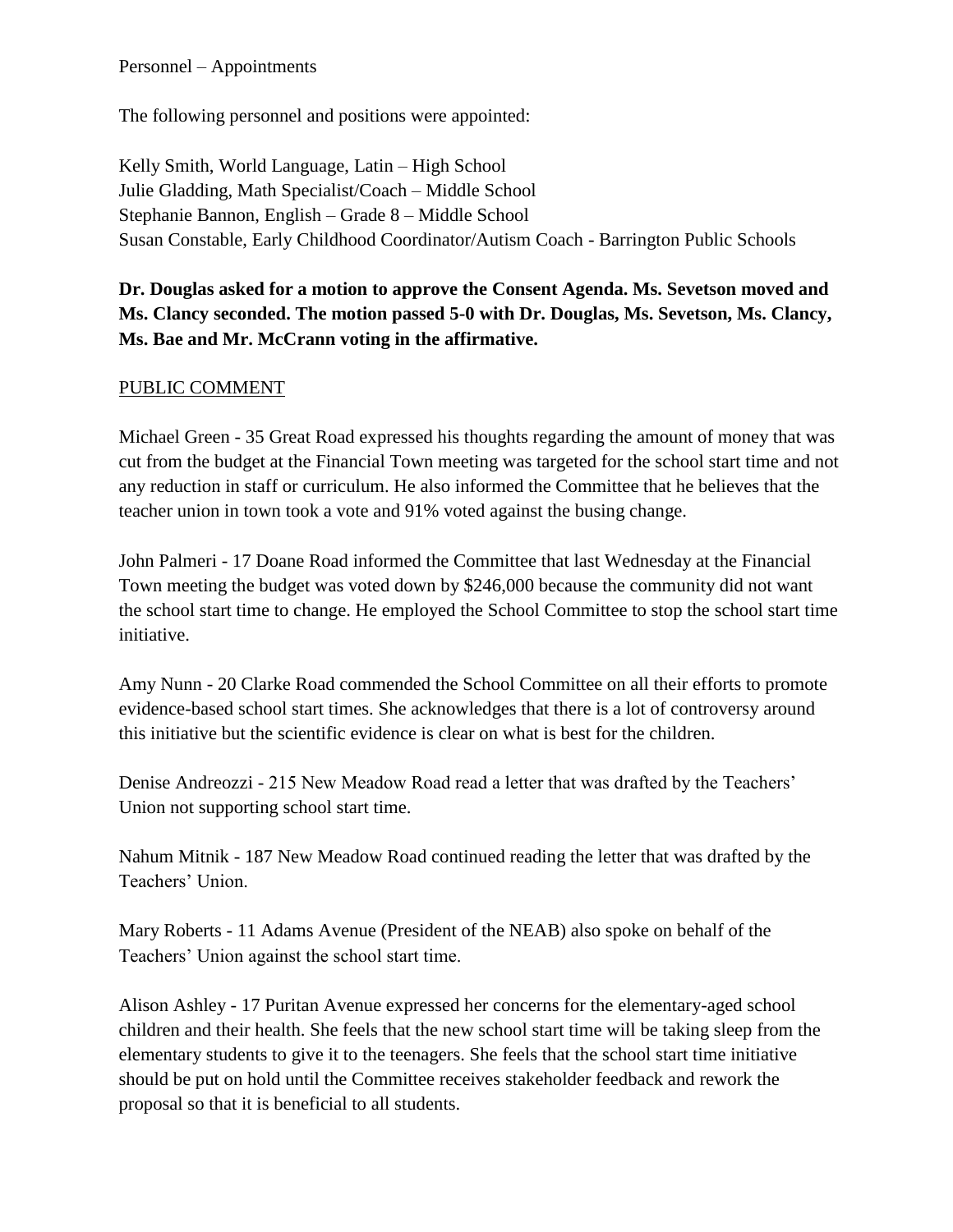Personnel – Appointments

The following personnel and positions were appointed:

Kelly Smith, World Language, Latin – High School
Julie Gladding, Math Specialist/Coach – Middle School
Stephanie Bannon, English – Grade 8 – Middle School
Susan Constable, Early Childhood Coordinator/Autism Coach - Barrington Public Schools

**Dr. Douglas asked for a motion to approve the Consent Agenda. Ms. Sevetson moved and Ms. Clancy seconded. The motion passed 5-0 with Dr. Douglas, Ms. Sevetson, Ms. Clancy, Ms. Bae and Mr. McCrann voting in the affirmative.**

PUBLIC COMMENT

Michael Green - 35 Great Road expressed his thoughts regarding the amount of money that was cut from the budget at the Financial Town meeting was targeted for the school start time and not any reduction in staff or curriculum. He also informed the Committee that he believes that the teacher union in town took a vote and 91% voted against the busing change.

John Palmeri - 17 Doane Road informed the Committee that last Wednesday at the Financial Town meeting the budget was voted down by $246,000 because the community did not want the school start time to change. He employed the School Committee to stop the school start time initiative.

Amy Nunn - 20 Clarke Road commended the School Committee on all their efforts to promote evidence-based school start times. She acknowledges that there is a lot of controversy around this initiative but the scientific evidence is clear on what is best for the children.

Denise Andreozzi - 215 New Meadow Road read a letter that was drafted by the Teachers' Union not supporting school start time.

Nahum Mitnik - 187 New Meadow Road continued reading the letter that was drafted by the Teachers' Union.

Mary Roberts - 11 Adams Avenue (President of the NEAB) also spoke on behalf of the Teachers' Union against the school start time.

Alison Ashley - 17 Puritan Avenue expressed her concerns for the elementary-aged school children and their health. She feels that the new school start time will be taking sleep from the elementary students to give it to the teenagers. She feels that the school start time initiative should be put on hold until the Committee receives stakeholder feedback and rework the proposal so that it is beneficial to all students.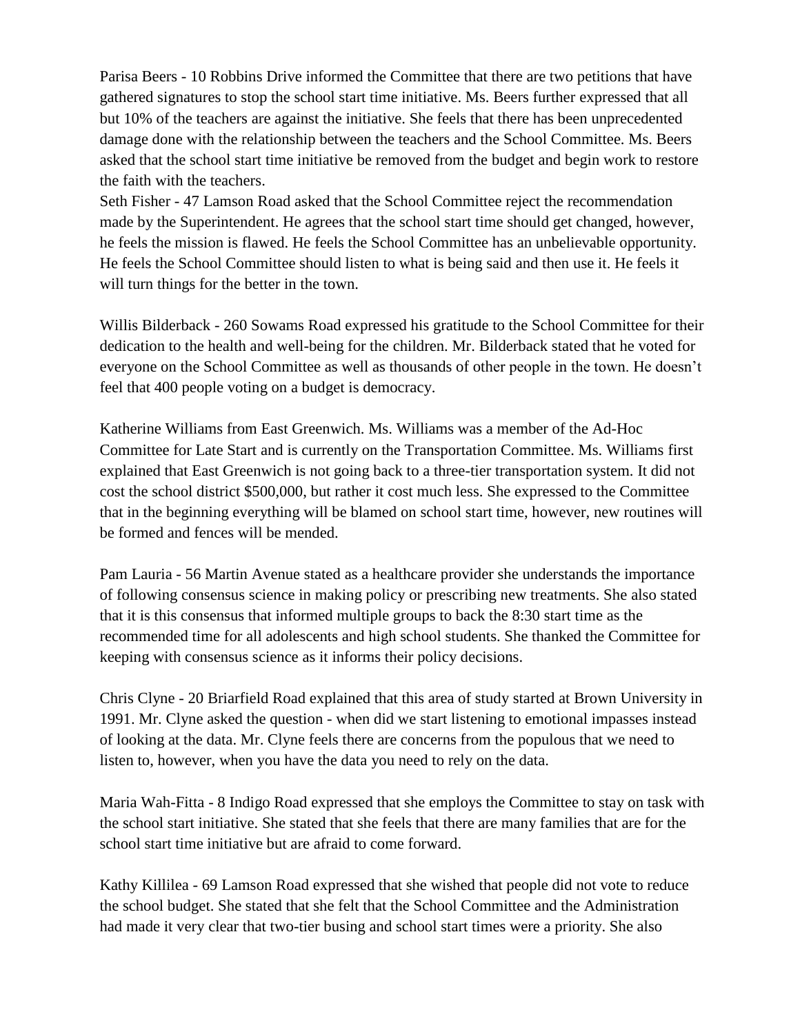Parisa Beers - 10 Robbins Drive informed the Committee that there are two petitions that have gathered signatures to stop the school start time initiative. Ms. Beers further expressed that all but 10% of the teachers are against the initiative. She feels that there has been unprecedented damage done with the relationship between the teachers and the School Committee. Ms. Beers asked that the school start time initiative be removed from the budget and begin work to restore the faith with the teachers.
Seth Fisher - 47 Lamson Road asked that the School Committee reject the recommendation made by the Superintendent. He agrees that the school start time should get changed, however, he feels the mission is flawed. He feels the School Committee has an unbelievable opportunity. He feels the School Committee should listen to what is being said and then use it. He feels it will turn things for the better in the town.

Willis Bilderback - 260 Sowams Road expressed his gratitude to the School Committee for their dedication to the health and well-being for the children. Mr. Bilderback stated that he voted for everyone on the School Committee as well as thousands of other people in the town. He doesn't feel that 400 people voting on a budget is democracy.

Katherine Williams from East Greenwich. Ms. Williams was a member of the Ad-Hoc Committee for Late Start and is currently on the Transportation Committee. Ms. Williams first explained that East Greenwich is not going back to a three-tier transportation system. It did not cost the school district $500,000, but rather it cost much less. She expressed to the Committee that in the beginning everything will be blamed on school start time, however, new routines will be formed and fences will be mended.

Pam Lauria - 56 Martin Avenue stated as a healthcare provider she understands the importance of following consensus science in making policy or prescribing new treatments. She also stated that it is this consensus that informed multiple groups to back the 8:30 start time as the recommended time for all adolescents and high school students. She thanked the Committee for keeping with consensus science as it informs their policy decisions.

Chris Clyne - 20 Briarfield Road explained that this area of study started at Brown University in 1991. Mr. Clyne asked the question - when did we start listening to emotional impasses instead of looking at the data. Mr. Clyne feels there are concerns from the populous that we need to listen to, however, when you have the data you need to rely on the data.

Maria Wah-Fitta - 8 Indigo Road expressed that she employs the Committee to stay on task with the school start initiative. She stated that she feels that there are many families that are for the school start time initiative but are afraid to come forward.

Kathy Killilea - 69 Lamson Road expressed that she wished that people did not vote to reduce the school budget. She stated that she felt that the School Committee and the Administration had made it very clear that two-tier busing and school start times were a priority. She also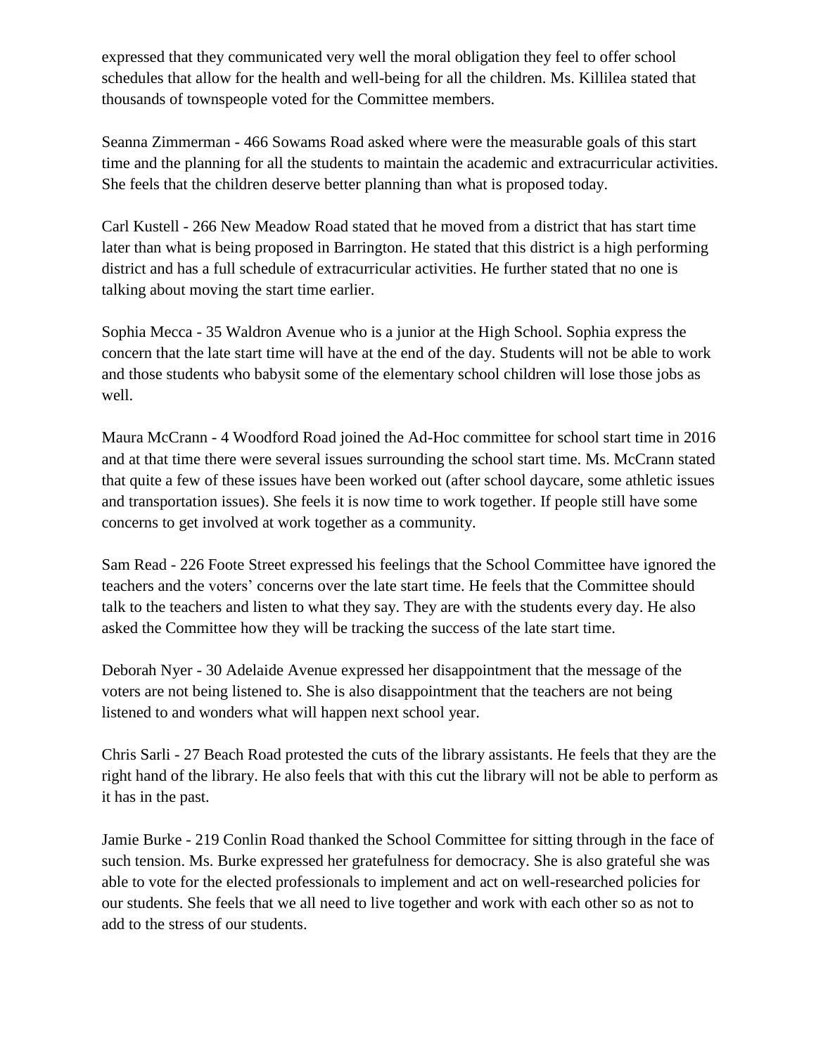expressed that they communicated very well the moral obligation they feel to offer school schedules that allow for the health and well-being for all the children. Ms. Killilea stated that thousands of townspeople voted for the Committee members.

Seanna Zimmerman - 466 Sowams Road asked where were the measurable goals of this start time and the planning for all the students to maintain the academic and extracurricular activities. She feels that the children deserve better planning than what is proposed today.

Carl Kustell - 266 New Meadow Road stated that he moved from a district that has start time later than what is being proposed in Barrington. He stated that this district is a high performing district and has a full schedule of extracurricular activities. He further stated that no one is talking about moving the start time earlier.

Sophia Mecca - 35 Waldron Avenue who is a junior at the High School. Sophia express the concern that the late start time will have at the end of the day. Students will not be able to work and those students who babysit some of the elementary school children will lose those jobs as well.

Maura McCrann - 4 Woodford Road joined the Ad-Hoc committee for school start time in 2016 and at that time there were several issues surrounding the school start time. Ms. McCrann stated that quite a few of these issues have been worked out (after school daycare, some athletic issues and transportation issues). She feels it is now time to work together. If people still have some concerns to get involved at work together as a community.

Sam Read - 226 Foote Street expressed his feelings that the School Committee have ignored the teachers and the voters' concerns over the late start time. He feels that the Committee should talk to the teachers and listen to what they say. They are with the students every day. He also asked the Committee how they will be tracking the success of the late start time.

Deborah Nyer - 30 Adelaide Avenue expressed her disappointment that the message of the voters are not being listened to. She is also disappointment that the teachers are not being listened to and wonders what will happen next school year.

Chris Sarli - 27 Beach Road protested the cuts of the library assistants. He feels that they are the right hand of the library. He also feels that with this cut the library will not be able to perform as it has in the past.

Jamie Burke - 219 Conlin Road thanked the School Committee for sitting through in the face of such tension. Ms. Burke expressed her gratefulness for democracy. She is also grateful she was able to vote for the elected professionals to implement and act on well-researched policies for our students. She feels that we all need to live together and work with each other so as not to add to the stress of our students.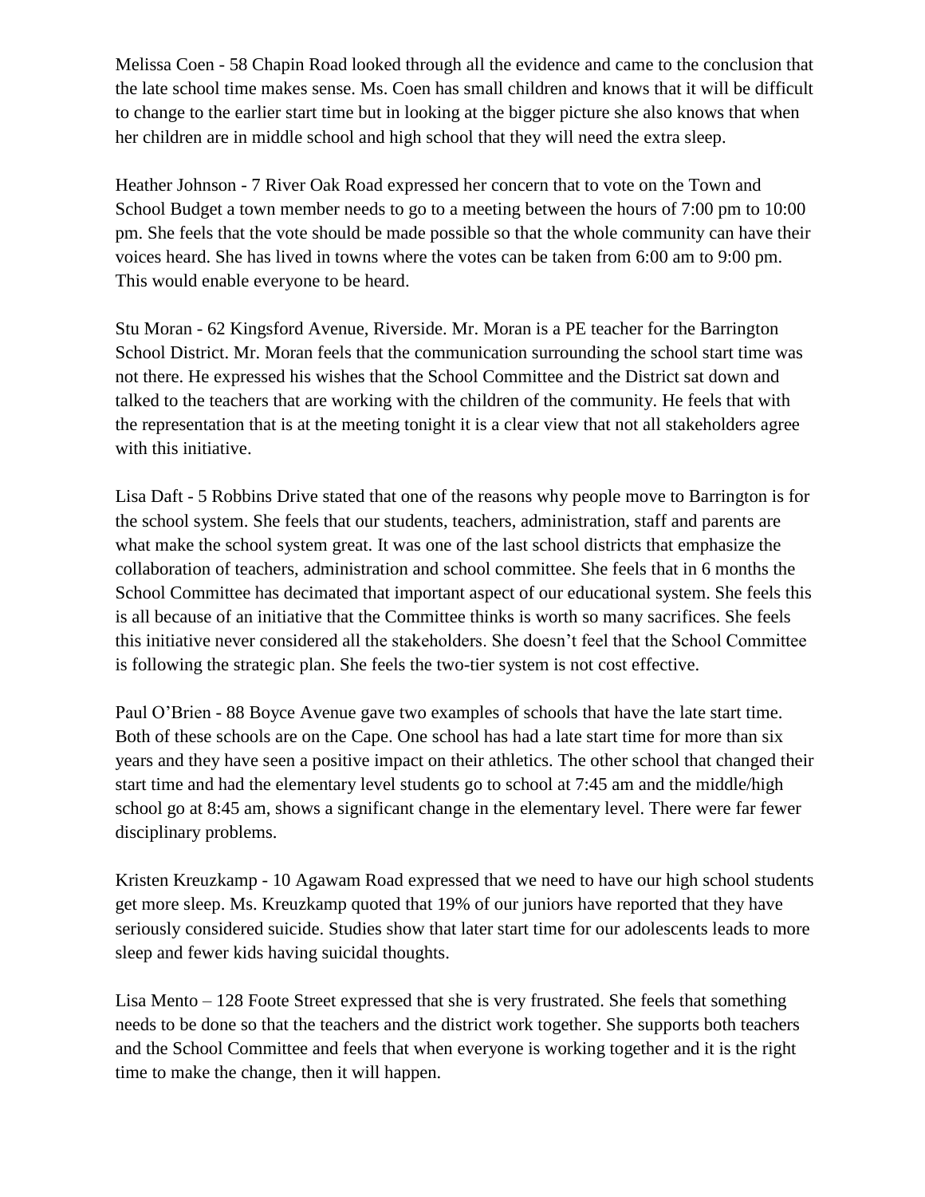Melissa Coen - 58 Chapin Road looked through all the evidence and came to the conclusion that the late school time makes sense. Ms. Coen has small children and knows that it will be difficult to change to the earlier start time but in looking at the bigger picture she also knows that when her children are in middle school and high school that they will need the extra sleep.

Heather Johnson - 7 River Oak Road expressed her concern that to vote on the Town and School Budget a town member needs to go to a meeting between the hours of 7:00 pm to 10:00 pm. She feels that the vote should be made possible so that the whole community can have their voices heard. She has lived in towns where the votes can be taken from 6:00 am to 9:00 pm. This would enable everyone to be heard.

Stu Moran - 62 Kingsford Avenue, Riverside. Mr. Moran is a PE teacher for the Barrington School District. Mr. Moran feels that the communication surrounding the school start time was not there. He expressed his wishes that the School Committee and the District sat down and talked to the teachers that are working with the children of the community. He feels that with the representation that is at the meeting tonight it is a clear view that not all stakeholders agree with this initiative.

Lisa Daft - 5 Robbins Drive stated that one of the reasons why people move to Barrington is for the school system. She feels that our students, teachers, administration, staff and parents are what make the school system great. It was one of the last school districts that emphasize the collaboration of teachers, administration and school committee. She feels that in 6 months the School Committee has decimated that important aspect of our educational system. She feels this is all because of an initiative that the Committee thinks is worth so many sacrifices. She feels this initiative never considered all the stakeholders. She doesn't feel that the School Committee is following the strategic plan. She feels the two-tier system is not cost effective.

Paul O'Brien - 88 Boyce Avenue gave two examples of schools that have the late start time. Both of these schools are on the Cape. One school has had a late start time for more than six years and they have seen a positive impact on their athletics. The other school that changed their start time and had the elementary level students go to school at 7:45 am and the middle/high school go at 8:45 am, shows a significant change in the elementary level. There were far fewer disciplinary problems.

Kristen Kreuzkamp - 10 Agawam Road expressed that we need to have our high school students get more sleep. Ms. Kreuzkamp quoted that 19% of our juniors have reported that they have seriously considered suicide. Studies show that later start time for our adolescents leads to more sleep and fewer kids having suicidal thoughts.

Lisa Mento – 128 Foote Street expressed that she is very frustrated. She feels that something needs to be done so that the teachers and the district work together. She supports both teachers and the School Committee and feels that when everyone is working together and it is the right time to make the change, then it will happen.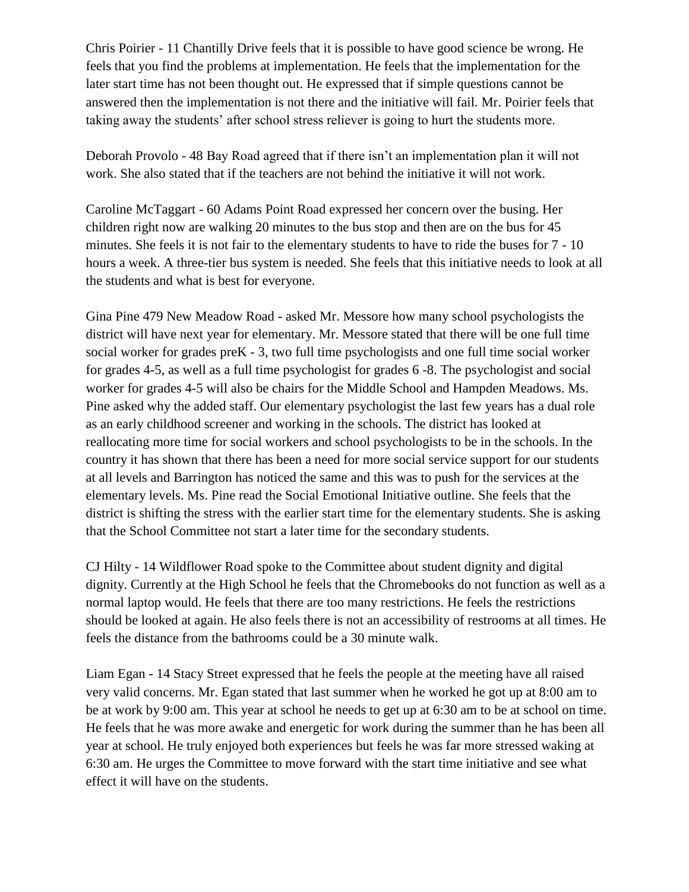Chris Poirier - 11 Chantilly Drive feels that it is possible to have good science be wrong. He feels that you find the problems at implementation. He feels that the implementation for the later start time has not been thought out. He expressed that if simple questions cannot be answered then the implementation is not there and the initiative will fail. Mr. Poirier feels that taking away the students' after school stress reliever is going to hurt the students more.

Deborah Provolo - 48 Bay Road agreed that if there isn't an implementation plan it will not work. She also stated that if the teachers are not behind the initiative it will not work.

Caroline McTaggart - 60 Adams Point Road expressed her concern over the busing. Her children right now are walking 20 minutes to the bus stop and then are on the bus for 45 minutes. She feels it is not fair to the elementary students to have to ride the buses for 7 - 10 hours a week. A three-tier bus system is needed. She feels that this initiative needs to look at all the students and what is best for everyone.

Gina Pine 479 New Meadow Road - asked Mr. Messore how many school psychologists the district will have next year for elementary. Mr. Messore stated that there will be one full time social worker for grades preK - 3, two full time psychologists and one full time social worker for grades 4-5, as well as a full time psychologist for grades 6 -8. The psychologist and social worker for grades 4-5 will also be chairs for the Middle School and Hampden Meadows. Ms. Pine asked why the added staff. Our elementary psychologist the last few years has a dual role as an early childhood screener and working in the schools. The district has looked at reallocating more time for social workers and school psychologists to be in the schools. In the country it has shown that there has been a need for more social service support for our students at all levels and Barrington has noticed the same and this was to push for the services at the elementary levels. Ms. Pine read the Social Emotional Initiative outline. She feels that the district is shifting the stress with the earlier start time for the elementary students. She is asking that the School Committee not start a later time for the secondary students.

CJ Hilty - 14 Wildflower Road spoke to the Committee about student dignity and digital dignity. Currently at the High School he feels that the Chromebooks do not function as well as a normal laptop would. He feels that there are too many restrictions. He feels the restrictions should be looked at again. He also feels there is not an accessibility of restrooms at all times. He feels the distance from the bathrooms could be a 30 minute walk.

Liam Egan - 14 Stacy Street expressed that he feels the people at the meeting have all raised very valid concerns. Mr. Egan stated that last summer when he worked he got up at 8:00 am to be at work by 9:00 am. This year at school he needs to get up at 6:30 am to be at school on time. He feels that he was more awake and energetic for work during the summer than he has been all year at school. He truly enjoyed both experiences but feels he was far more stressed waking at 6:30 am. He urges the Committee to move forward with the start time initiative and see what effect it will have on the students.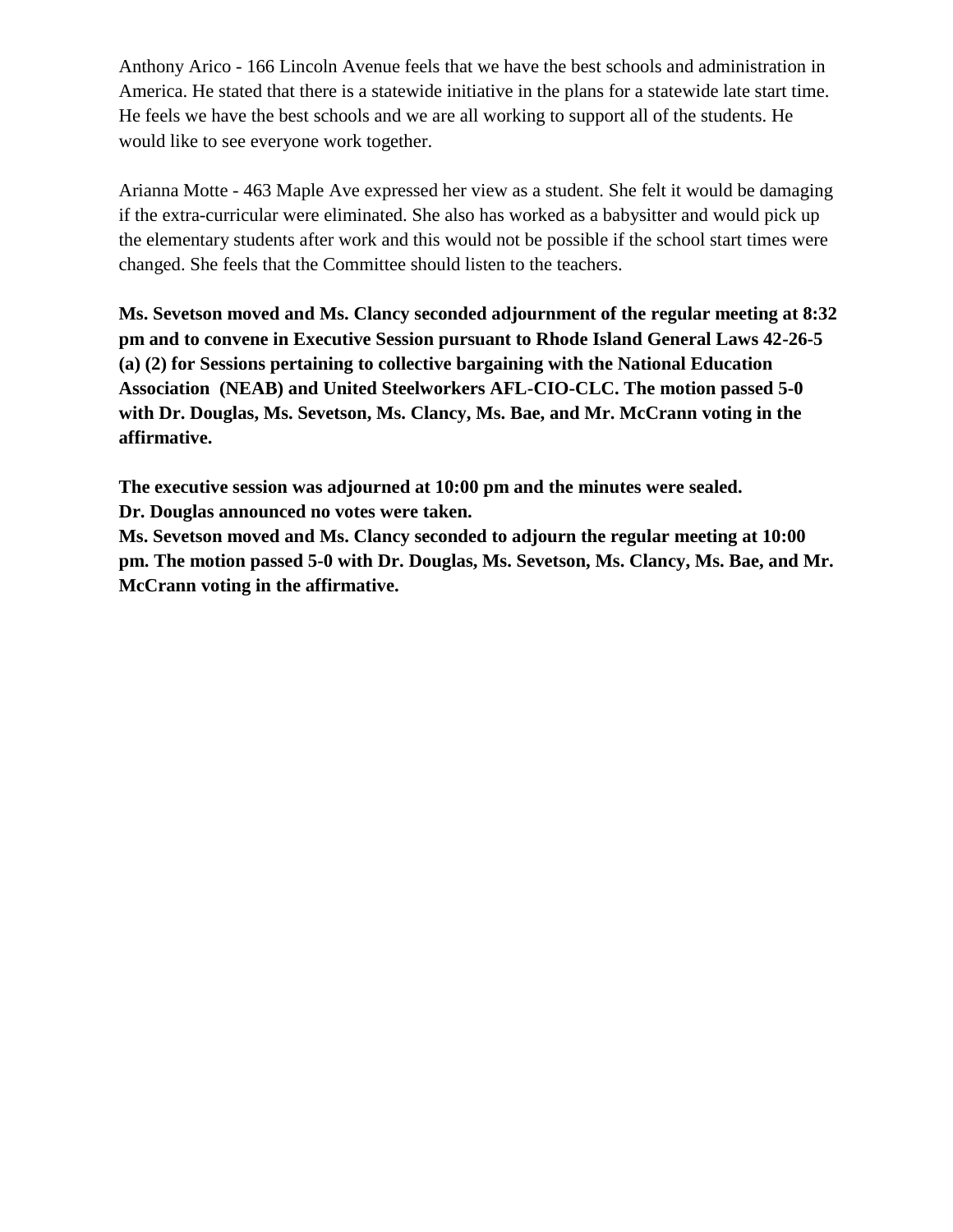Anthony Arico - 166 Lincoln Avenue feels that we have the best schools and administration in America. He stated that there is a statewide initiative in the plans for a statewide late start time. He feels we have the best schools and we are all working to support all of the students. He would like to see everyone work together.

Arianna Motte - 463 Maple Ave expressed her view as a student. She felt it would be damaging if the extra-curricular were eliminated. She also has worked as a babysitter and would pick up the elementary students after work and this would not be possible if the school start times were changed. She feels that the Committee should listen to the teachers.

**Ms. Sevetson moved and Ms. Clancy seconded adjournment of the regular meeting at 8:32 pm and to convene in Executive Session pursuant to Rhode Island General Laws 42-26-5 (a) (2) for Sessions pertaining to collective bargaining with the National Education Association (NEAB) and United Steelworkers AFL-CIO-CLC. The motion passed 5-0 with Dr. Douglas, Ms. Sevetson, Ms. Clancy, Ms. Bae, and Mr. McCrann voting in the affirmative.**

**The executive session was adjourned at 10:00 pm and the minutes were sealed.**
**Dr. Douglas announced no votes were taken.**
**Ms. Sevetson moved and Ms. Clancy seconded to adjourn the regular meeting at 10:00 pm. The motion passed 5-0 with Dr. Douglas, Ms. Sevetson, Ms. Clancy, Ms. Bae, and Mr. McCrann voting in the affirmative.**